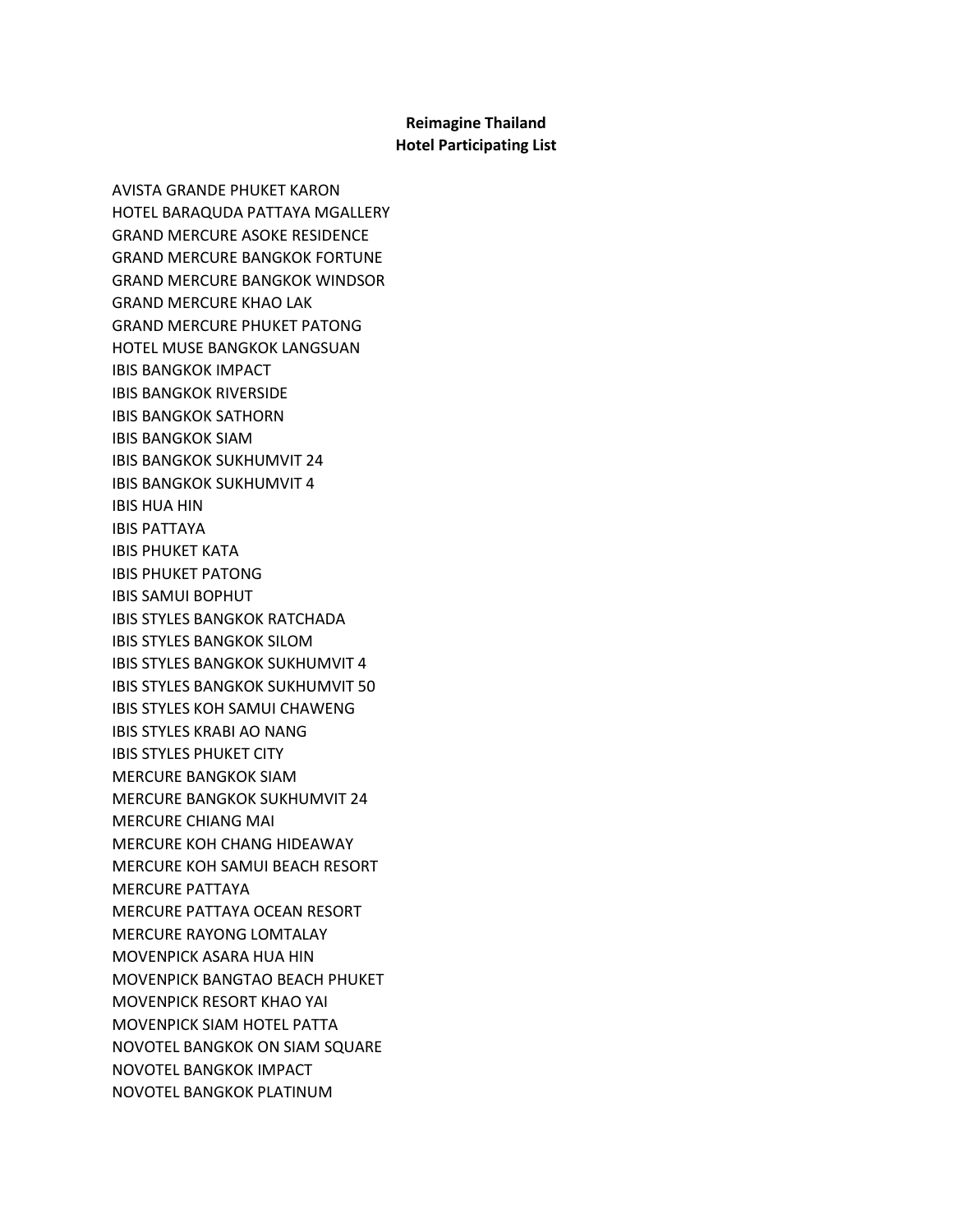**Reimagine Thailand**
**Hotel Participating List**

AVISTA GRANDE PHUKET KARON
HOTEL BARAQUDA PATTAYA MGALLERY
GRAND MERCURE ASOKE RESIDENCE
GRAND MERCURE BANGKOK FORTUNE
GRAND MERCURE BANGKOK WINDSOR
GRAND MERCURE KHAO LAK
GRAND MERCURE PHUKET PATONG
HOTEL MUSE BANGKOK LANGSUAN
IBIS BANGKOK IMPACT
IBIS BANGKOK RIVERSIDE
IBIS BANGKOK SATHORN
IBIS BANGKOK SIAM
IBIS BANGKOK SUKHUMVIT 24
IBIS BANGKOK SUKHUMVIT 4
IBIS HUA HIN
IBIS PATTAYA
IBIS PHUKET KATA
IBIS PHUKET PATONG
IBIS SAMUI BOPHUT
IBIS STYLES BANGKOK RATCHADA
IBIS STYLES BANGKOK SILOM
IBIS STYLES BANGKOK SUKHUMVIT 4
IBIS STYLES BANGKOK SUKHUMVIT 50
IBIS STYLES KOH SAMUI CHAWENG
IBIS STYLES KRABI AO NANG
IBIS STYLES PHUKET CITY
MERCURE BANGKOK SIAM
MERCURE BANGKOK SUKHUMVIT 24
MERCURE CHIANG MAI
MERCURE KOH CHANG HIDEAWAY
MERCURE KOH SAMUI BEACH RESORT
MERCURE PATTAYA
MERCURE PATTAYA OCEAN RESORT
MERCURE RAYONG LOMTALAY
MOVENPICK ASARA HUA HIN
MOVENPICK BANGTAO BEACH PHUKET
MOVENPICK RESORT KHAO YAI
MOVENPICK SIAM HOTEL PATTA
NOVOTEL BANGKOK ON SIAM SQUARE
NOVOTEL BANGKOK IMPACT
NOVOTEL BANGKOK PLATINUM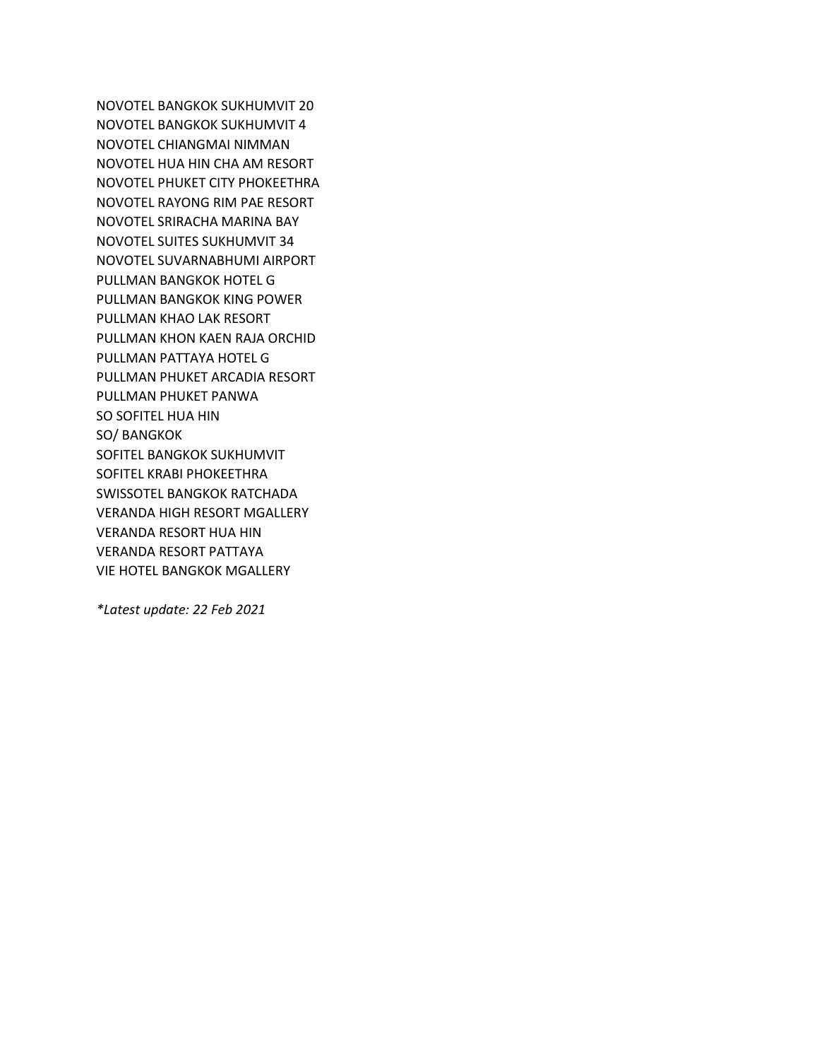NOVOTEL BANGKOK SUKHUMVIT 20
NOVOTEL BANGKOK SUKHUMVIT 4
NOVOTEL CHIANGMAI NIMMAN
NOVOTEL HUA HIN CHA AM RESORT
NOVOTEL PHUKET CITY PHOKEETHRA
NOVOTEL RAYONG RIM PAE RESORT
NOVOTEL SRIRACHA MARINA BAY
NOVOTEL SUITES SUKHUMVIT 34
NOVOTEL SUVARNABHUMI AIRPORT
PULLMAN BANGKOK HOTEL G
PULLMAN BANGKOK KING POWER
PULLMAN KHAO LAK RESORT
PULLMAN KHON KAEN RAJA ORCHID
PULLMAN PATTAYA HOTEL G
PULLMAN PHUKET ARCADIA RESORT
PULLMAN PHUKET PANWA
SO SOFITEL HUA HIN
SO/ BANGKOK
SOFITEL BANGKOK SUKHUMVIT
SOFITEL KRABI PHOKEETHRA
SWISSOTEL BANGKOK RATCHADA
VERANDA HIGH RESORT MGALLERY
VERANDA RESORT HUA HIN
VERANDA RESORT PATTAYA
VIE HOTEL BANGKOK MGALLERY

*\*Latest update: 22 Feb 2021*